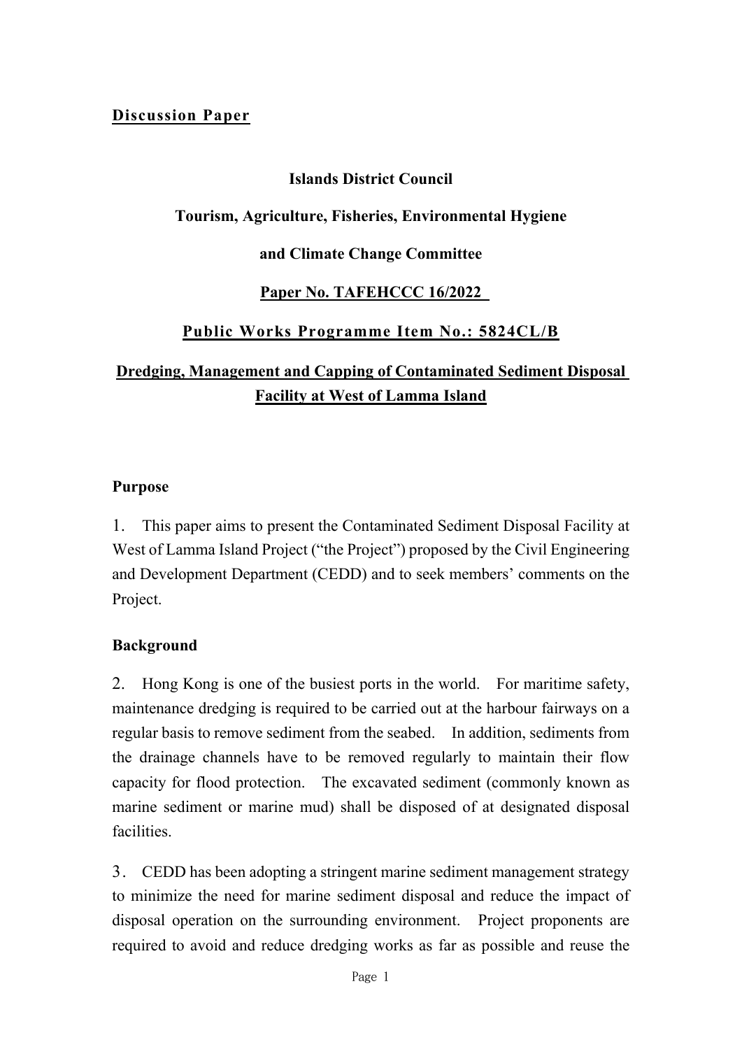**Discussion Paper**

**Islands District Council**

**Tourism, Agriculture, Fisheries, Environmental Hygiene**

**and Climate Change Committee**

**Paper No. TAFEHCCC 16/2022**

**Public Works Programme Item No.: 5824CL/B**

**Dredging, Management and Capping of Contaminated Sediment Disposal Facility at West of Lamma Island**

## Purpose

1. This paper aims to present the Contaminated Sediment Disposal Facility at West of Lamma Island Project ("the Project") proposed by the Civil Engineering and Development Department (CEDD) and to seek members' comments on the Project.

## Background

2. Hong Kong is one of the busiest ports in the world. For maritime safety, maintenance dredging is required to be carried out at the harbour fairways on a regular basis to remove sediment from the seabed. In addition, sediments from the drainage channels have to be removed regularly to maintain their flow capacity for flood protection. The excavated sediment (commonly known as marine sediment or marine mud) shall be disposed of at designated disposal facilities.

3. CEDD has been adopting a stringent marine sediment management strategy to minimize the need for marine sediment disposal and reduce the impact of disposal operation on the surrounding environment. Project proponents are required to avoid and reduce dredging works as far as possible and reuse the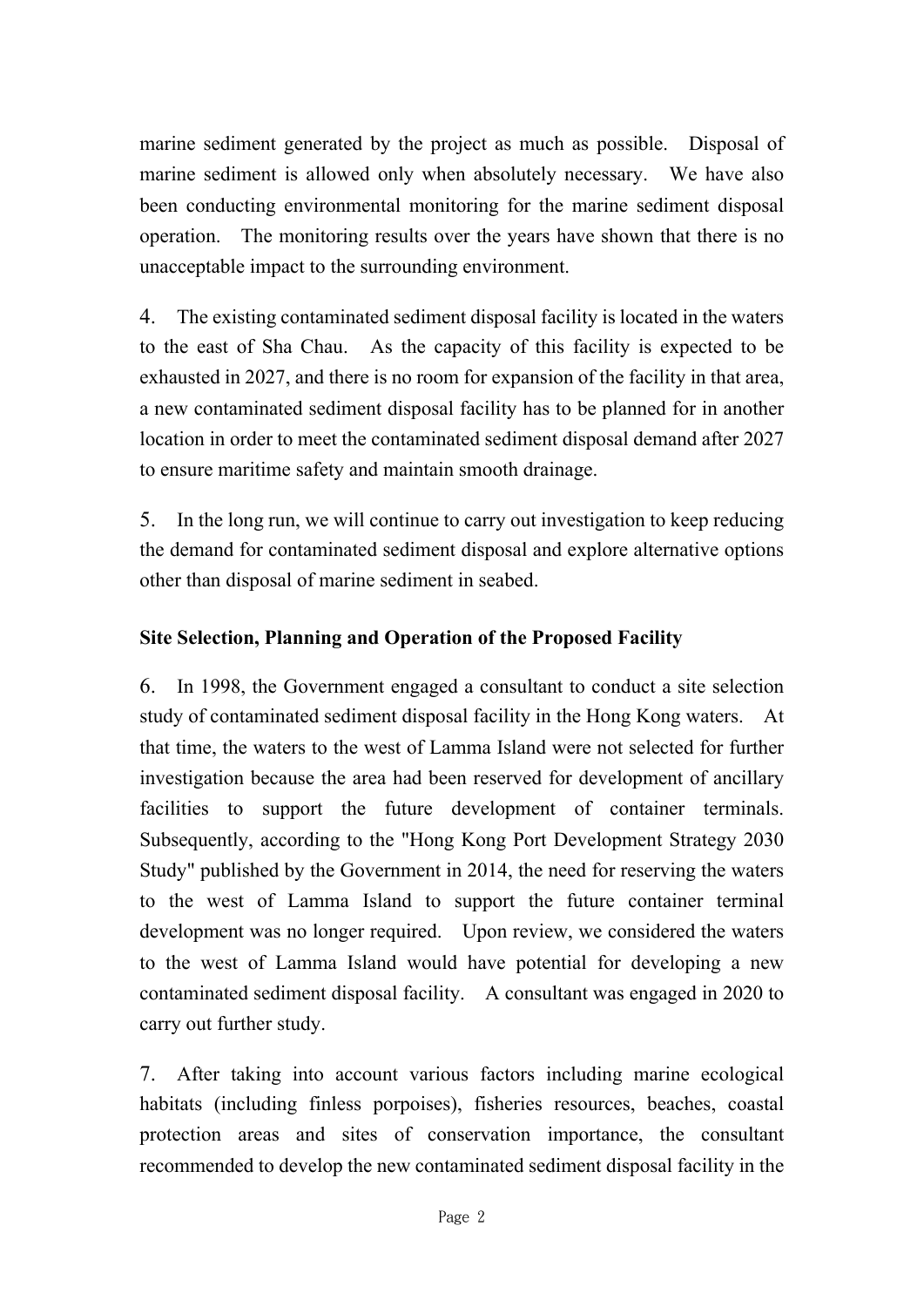marine sediment generated by the project as much as possible. Disposal of marine sediment is allowed only when absolutely necessary. We have also been conducting environmental monitoring for the marine sediment disposal operation. The monitoring results over the years have shown that there is no unacceptable impact to the surrounding environment.

4. The existing contaminated sediment disposal facility is located in the waters to the east of Sha Chau. As the capacity of this facility is expected to be exhausted in 2027, and there is no room for expansion of the facility in that area, a new contaminated sediment disposal facility has to be planned for in another location in order to meet the contaminated sediment disposal demand after 2027 to ensure maritime safety and maintain smooth drainage.

5. In the long run, we will continue to carry out investigation to keep reducing the demand for contaminated sediment disposal and explore alternative options other than disposal of marine sediment in seabed.

**Site Selection, Planning and Operation of the Proposed Facility**

6. In 1998, the Government engaged a consultant to conduct a site selection study of contaminated sediment disposal facility in the Hong Kong waters. At that time, the waters to the west of Lamma Island were not selected for further investigation because the area had been reserved for development of ancillary facilities to support the future development of container terminals. Subsequently, according to the "Hong Kong Port Development Strategy 2030 Study" published by the Government in 2014, the need for reserving the waters to the west of Lamma Island to support the future container terminal development was no longer required. Upon review, we considered the waters to the west of Lamma Island would have potential for developing a new contaminated sediment disposal facility. A consultant was engaged in 2020 to carry out further study.

7. After taking into account various factors including marine ecological habitats (including finless porpoises), fisheries resources, beaches, coastal protection areas and sites of conservation importance, the consultant recommended to develop the new contaminated sediment disposal facility in the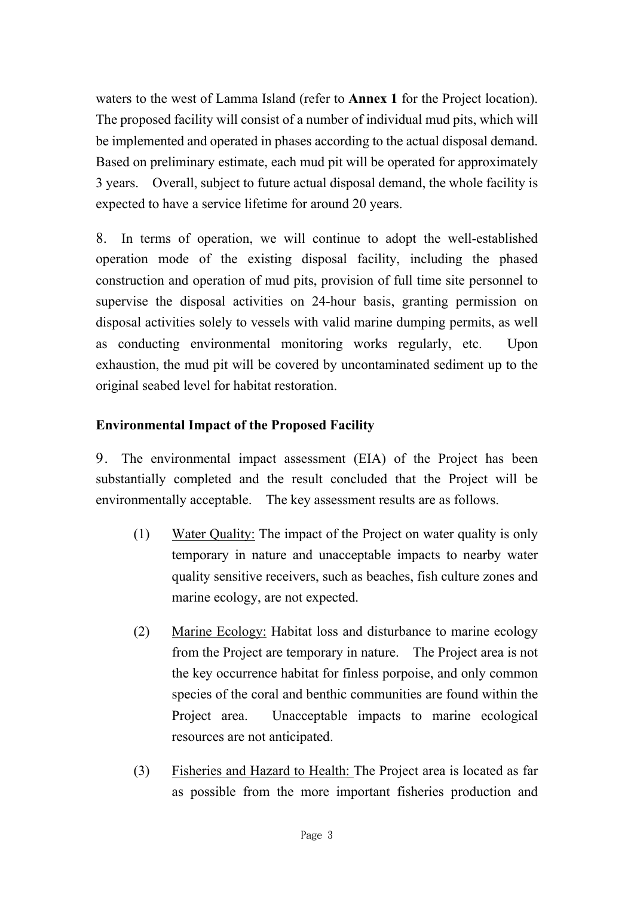waters to the west of Lamma Island (refer to **Annex 1** for the Project location). The proposed facility will consist of a number of individual mud pits, which will be implemented and operated in phases according to the actual disposal demand. Based on preliminary estimate, each mud pit will be operated for approximately 3 years. Overall, subject to future actual disposal demand, the whole facility is expected to have a service lifetime for around 20 years.

8. In terms of operation, we will continue to adopt the well-established operation mode of the existing disposal facility, including the phased construction and operation of mud pits, provision of full time site personnel to supervise the disposal activities on 24-hour basis, granting permission on disposal activities solely to vessels with valid marine dumping permits, as well as conducting environmental monitoring works regularly, etc. Upon exhaustion, the mud pit will be covered by uncontaminated sediment up to the original seabed level for habitat restoration.

**Environmental Impact of the Proposed Facility**

9. The environmental impact assessment (EIA) of the Project has been substantially completed and the result concluded that the Project will be environmentally acceptable. The key assessment results are as follows.

(1) Water Quality: The impact of the Project on water quality is only temporary in nature and unacceptable impacts to nearby water quality sensitive receivers, such as beaches, fish culture zones and marine ecology, are not expected.

(2) Marine Ecology: Habitat loss and disturbance to marine ecology from the Project are temporary in nature. The Project area is not the key occurrence habitat for finless porpoise, and only common species of the coral and benthic communities are found within the Project area. Unacceptable impacts to marine ecological resources are not anticipated.

(3) Fisheries and Hazard to Health: The Project area is located as far as possible from the more important fisheries production and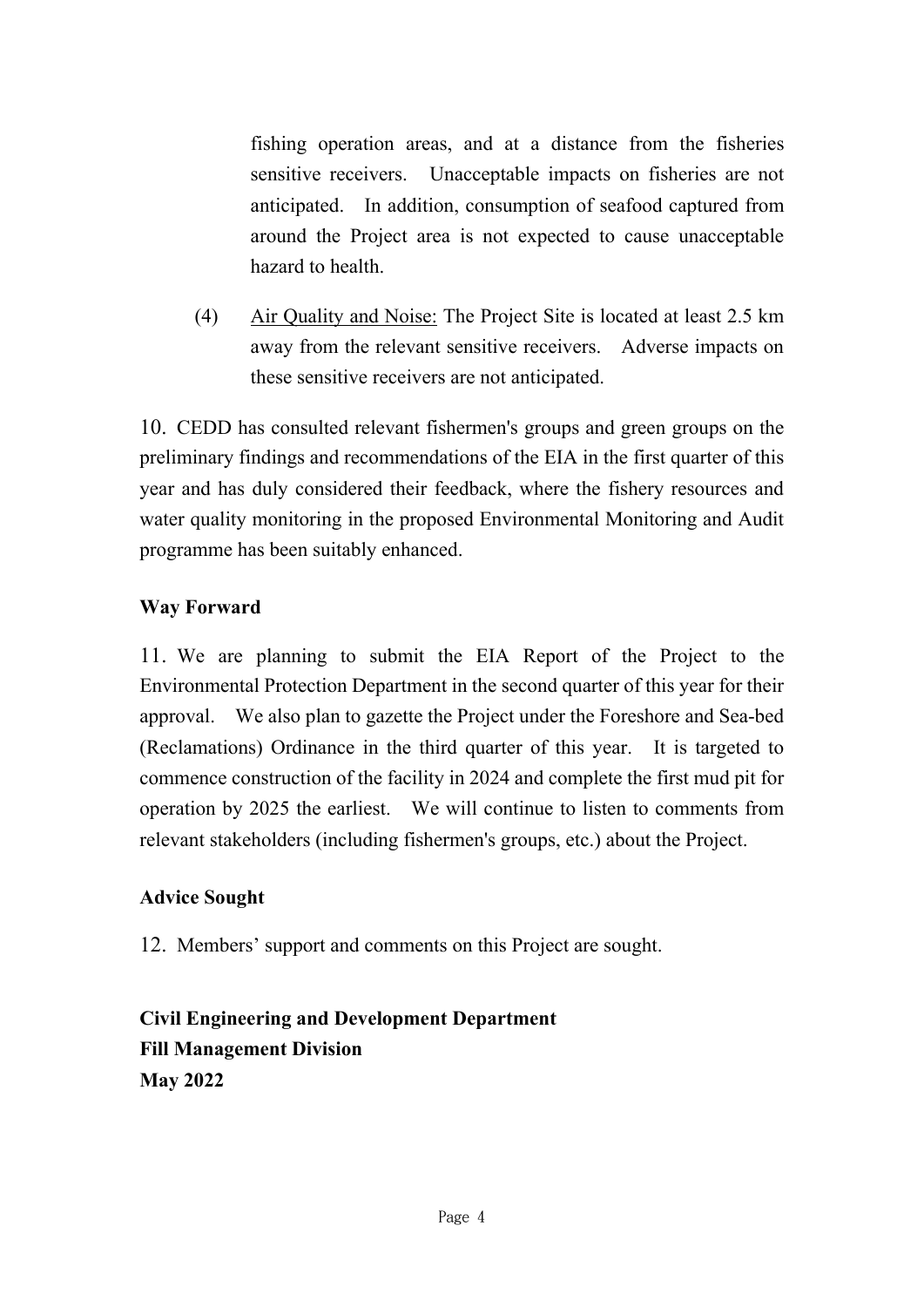fishing operation areas, and at a distance from the fisheries sensitive receivers. Unacceptable impacts on fisheries are not anticipated. In addition, consumption of seafood captured from around the Project area is not expected to cause unacceptable hazard to health.

(4) Air Quality and Noise: The Project Site is located at least 2.5 km away from the relevant sensitive receivers. Adverse impacts on these sensitive receivers are not anticipated.

10. CEDD has consulted relevant fishermen's groups and green groups on the preliminary findings and recommendations of the EIA in the first quarter of this year and has duly considered their feedback, where the fishery resources and water quality monitoring in the proposed Environmental Monitoring and Audit programme has been suitably enhanced.

**Way Forward**

11. We are planning to submit the EIA Report of the Project to the Environmental Protection Department in the second quarter of this year for their approval. We also plan to gazette the Project under the Foreshore and Sea-bed (Reclamations) Ordinance in the third quarter of this year. It is targeted to commence construction of the facility in 2024 and complete the first mud pit for operation by 2025 the earliest. We will continue to listen to comments from relevant stakeholders (including fishermen's groups, etc.) about the Project.

**Advice Sought**

12. Members' support and comments on this Project are sought.

**Civil Engineering and Development Department**
**Fill Management Division**
**May 2022**